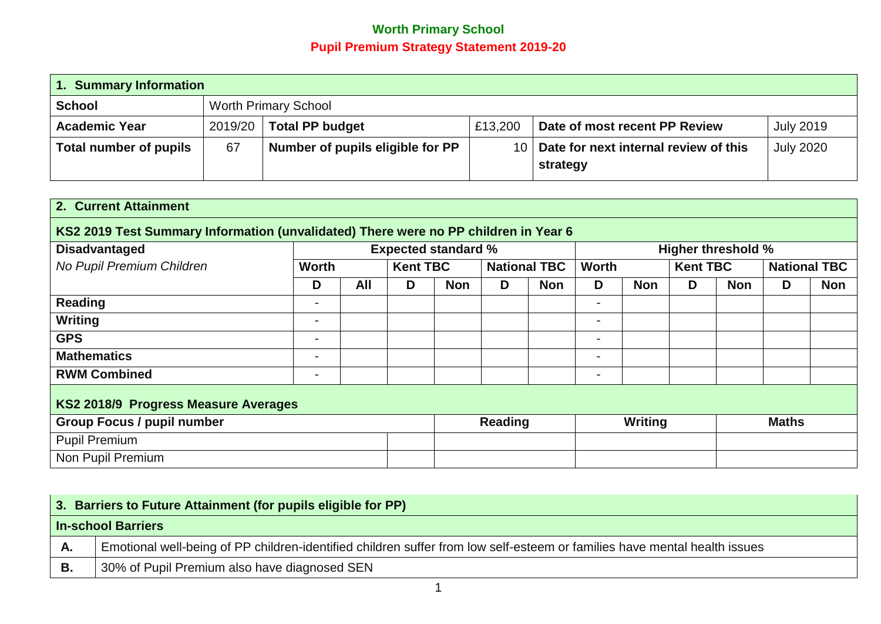# Worth Primary School

## Pupil Premium Strategy Statement 2019-20

| 1. Summary Information | | | | | |
|---|---|---|---|---|---|
| **School** | Worth Primary School | | | | |
| **Academic Year** | 2019/20 | **Total PP budget** | £13,200 | **Date of most recent PP Review** | July 2019 |
| **Total number of pupils** | 67 | **Number of pupils eligible for PP** | 10 | **Date for next internal review of this strategy** | July 2020 |

| 2. Current Attainment | | | | | | | | | | | | |
|---|---|---|---|---|---|---|---|---|---|---|---|---|
| **KS2 2019 Test Summary Information (unvalidated) There were no PP children in Year 6** | | | | | | | | | | | | |
| **Disadvantaged** | **Expected standard %** | | | | | | **Higher threshold %** | | | | | |
| *No Pupil Premium Children* | **Worth** | | **Kent TBC** | | **National TBC** | | **Worth** | | **Kent TBC** | | **National TBC** | |
| | **D** | **All** | **D** | **Non** | **D** | **Non** | **D** | **Non** | **D** | **Non** | **D** | **Non** |
| **Reading** | - | | | | | | - | | | | | |
| **Writing** | - | | | | | | - | | | | | |
| **GPS** | - | | | | | | - | | | | | |
| **Mathematics** | - | | | | | | - | | | | | |
| **RWM Combined** | - | | | | | | - | | | | | |

**KS2 2018/9 Progress Measure Averages**

| Group Focus / pupil number | | Reading | Writing | Maths |
|---|---|---|---|---|
| Pupil Premium | | | | |
| Non Pupil Premium | | | | |

| 3. Barriers to Future Attainment (for pupils eligible for PP) | |
|---|---|
| **In-school Barriers** | |
| **A.** | Emotional well-being of PP children-identified children suffer from low self-esteem or families have mental health issues |
| **B.** | 30% of Pupil Premium also have diagnosed SEN |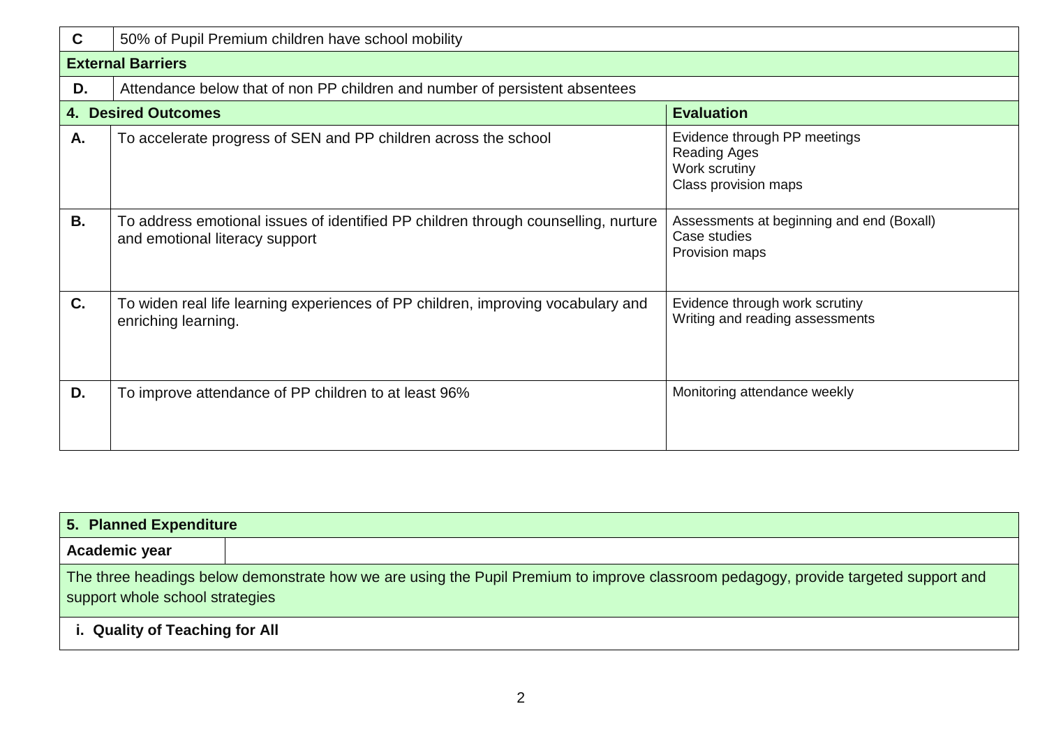| | |
|---|---|
| **C** | 50% of Pupil Premium children have school mobility |
| **External Barriers** | |
| **D.** | Attendance below that of non PP children and number of persistent absentees |

| **4. Desired Outcomes** | | **Evaluation** |
|---|---|---|
| **A.** | To accelerate progress of SEN and PP children across the school | Evidence through PP meetings<br>Reading Ages<br>Work scrutiny<br>Class provision maps |
| **B.** | To address emotional issues of identified PP children through counselling, nurture and emotional literacy support | Assessments at beginning and end (Boxall)<br>Case studies<br>Provision maps |
| **C.** | To widen real life learning experiences of PP children, improving vocabulary and enriching learning. | Evidence through work scrutiny<br>Writing and reading assessments |
| **D.** | To improve attendance of PP children to at least 96% | Monitoring attendance weekly |

| **5. Planned Expenditure** | |
|---|---|
| **Academic year** | |
| The three headings below demonstrate how we are using the Pupil Premium to improve classroom pedagogy, provide targeted support and support whole school strategies | |
| **i. Quality of Teaching for All** | |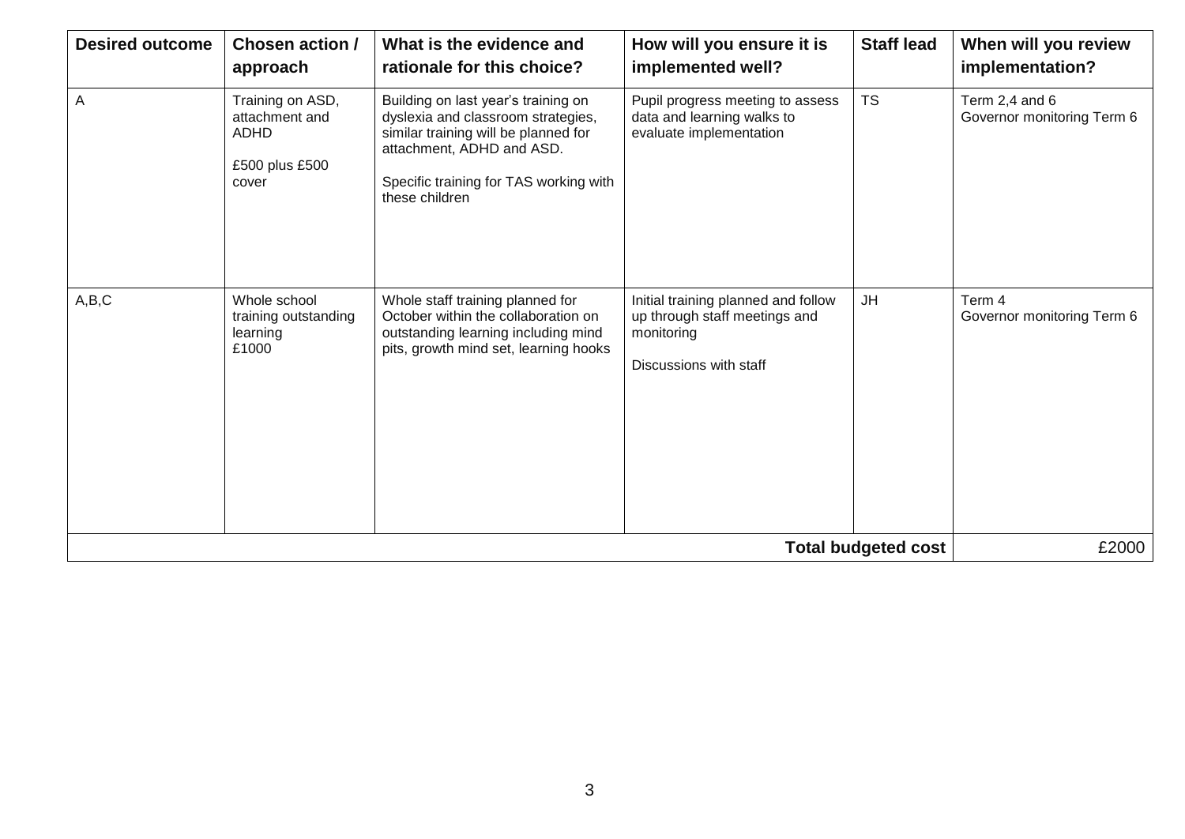| Desired outcome | Chosen action / approach | What is the evidence and rationale for this choice? | How will you ensure it is implemented well? | Staff lead | When will you review implementation? |
|---|---|---|---|---|---|
| A | Training on ASD, attachment and ADHD<br><br>£500 plus £500 cover | Building on last year's training on dyslexia and classroom strategies, similar training will be planned for attachment, ADHD and ASD.<br><br>Specific training for TAS working with these children | Pupil progress meeting to assess data and learning walks to evaluate implementation | TS | Term 2,4 and 6<br>Governor monitoring Term 6 |
| A,B,C | Whole school training outstanding learning<br>£1000 | Whole staff training planned for October within the collaboration on outstanding learning including mind pits, growth mind set, learning hooks | Initial training planned and follow up through staff meetings and monitoring<br><br>Discussions with staff | JH | Term 4<br>Governor monitoring Term 6 |
| | | | | **Total budgeted cost** | £2000 |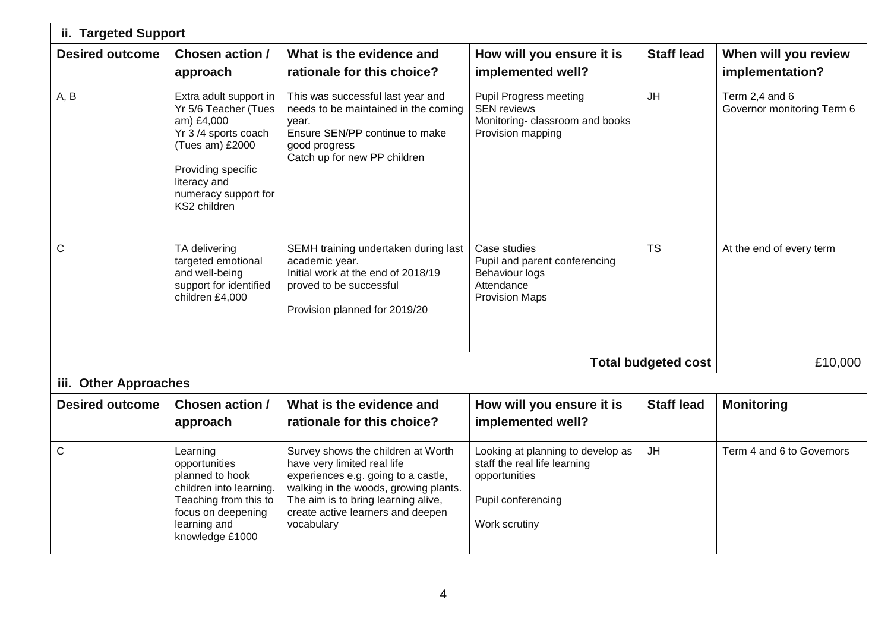## ii. Targeted Support

| Desired outcome | Chosen action / approach | What is the evidence and rationale for this choice? | How will you ensure it is implemented well? | Staff lead | When will you review implementation? |
|---|---|---|---|---|---|
| A, B | Extra adult support in Yr 5/6 Teacher (Tues am) £4,000<br>Yr 3 /4 sports coach (Tues am) £2000<br><br>Providing specific literacy and numeracy support for KS2 children | This was successful last year and needs to be maintained in the coming year.<br>Ensure SEN/PP continue to make good progress<br>Catch up for new PP children | Pupil Progress meeting<br>SEN reviews<br>Monitoring- classroom and books<br>Provision mapping | JH | Term 2,4 and 6<br>Governor monitoring Term 6 |
| C | TA delivering targeted emotional and well-being support for identified children £4,000 | SEMH training undertaken during last academic year.<br>Initial work at the end of 2018/19 proved to be successful<br><br>Provision planned for 2019/20 | Case studies<br>Pupil and parent conferencing<br>Behaviour logs<br>Attendance<br>Provision Maps | TS | At the end of every term |
| | | | | **Total budgeted cost** | £10,000 |

## iii. Other Approaches

| Desired outcome | Chosen action / approach | What is the evidence and rationale for this choice? | How will you ensure it is implemented well? | Staff lead | Monitoring |
|---|---|---|---|---|---|
| C | Learning opportunities planned to hook children into learning. Teaching from this to focus on deepening learning and knowledge £1000 | Survey shows the children at Worth have very limited real life experiences e.g. going to a castle, walking in the woods, growing plants. The aim is to bring learning alive, create active learners and deepen vocabulary | Looking at planning to develop as staff the real life learning opportunities<br><br>Pupil conferencing<br><br>Work scrutiny | JH | Term 4 and 6 to Governors |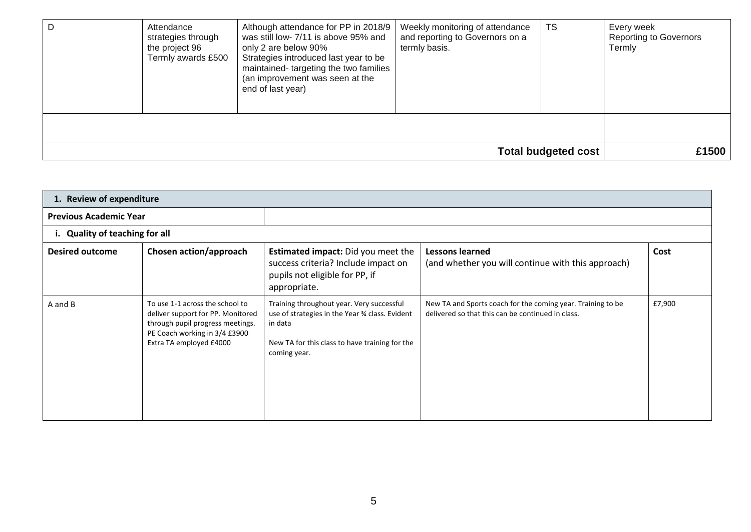| D | Attendance strategies through the project 96 Termly awards £500 | Although attendance for PP in 2018/9 was still low- 7/11 is above 95% and only 2 are below 90% Strategies introduced last year to be maintained- targeting the two families (an improvement was seen at the end of last year) | Weekly monitoring of attendance and reporting to Governors on a termly basis. | TS | Every week Reporting to Governors Termly |
|---|---|---|---|---|---|
| | | | | | |
| | | | | **Total budgeted cost** | **£1500** |

| **1. Review of expenditure** | | | | |
|---|---|---|---|---|
| **Previous Academic Year** | | | | |
| **i. Quality of teaching for all** | | | | |
| **Desired outcome** | **Chosen action/approach** | **Estimated impact:** Did you meet the success criteria? Include impact on pupils not eligible for PP, if appropriate. | **Lessons learned** (and whether you will continue with this approach) | **Cost** |
| A and B | To use 1-1 across the school to deliver support for PP. Monitored through pupil progress meetings. PE Coach working in 3/4 £3900 Extra TA employed £4000 | Training throughout year. Very successful use of strategies in the Year ¾ class. Evident in data<br><br>New TA for this class to have training for the coming year. | New TA and Sports coach for the coming year. Training to be delivered so that this can be continued in class. | £7,900 |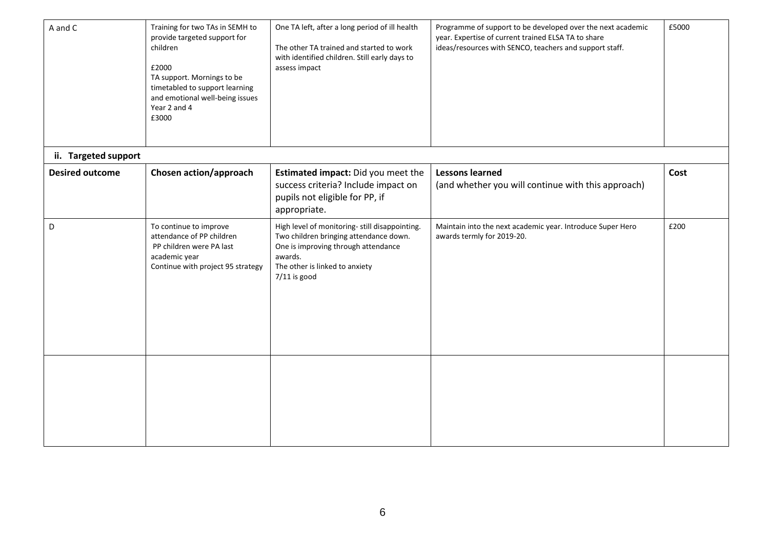| A and C | Training for two TAs in SEMH to provide targeted support for children<br><br>£2000<br>TA support. Mornings to be timetabled to support learning and emotional well-being issues Year 2 and 4<br>£3000 | One TA left, after a long period of ill health<br><br>The other TA trained and started to work with identified children. Still early days to assess impact | Programme of support to be developed over the next academic year. Expertise of current trained ELSA TA to share ideas/resources with SENCO, teachers and support staff. | £5000 |
|---|---|---|---|---|

**ii. Targeted support**

| Desired outcome | Chosen action/approach | **Estimated impact:** Did you meet the success criteria? Include impact on pupils not eligible for PP, if appropriate. | **Lessons learned**<br>(and whether you will continue with this approach) | Cost |
|---|---|---|---|---|
| D | To continue to improve attendance of PP children<br>PP children were PA last academic year<br>Continue with project 95 strategy | High level of monitoring- still disappointing. Two children bringing attendance down. One is improving through attendance awards.<br>The other is linked to anxiety<br>7/11 is good | Maintain into the next academic year. Introduce Super Hero awards termly for 2019-20. | £200 |
| | | | | |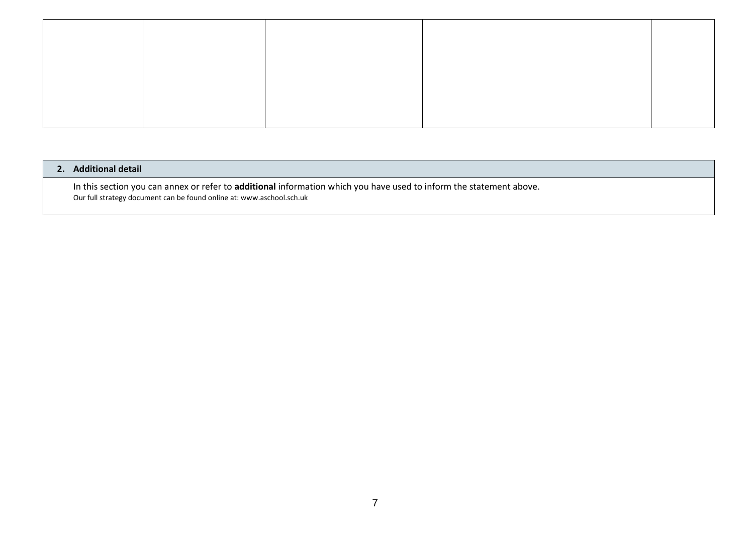| | | | | |
|---|---|---|---|---|
| | | | | |

## 2. Additional detail

In this section you can annex or refer to **additional** information which you have used to inform the statement above.

Our full strategy document can be found online at: www.aschool.sch.uk